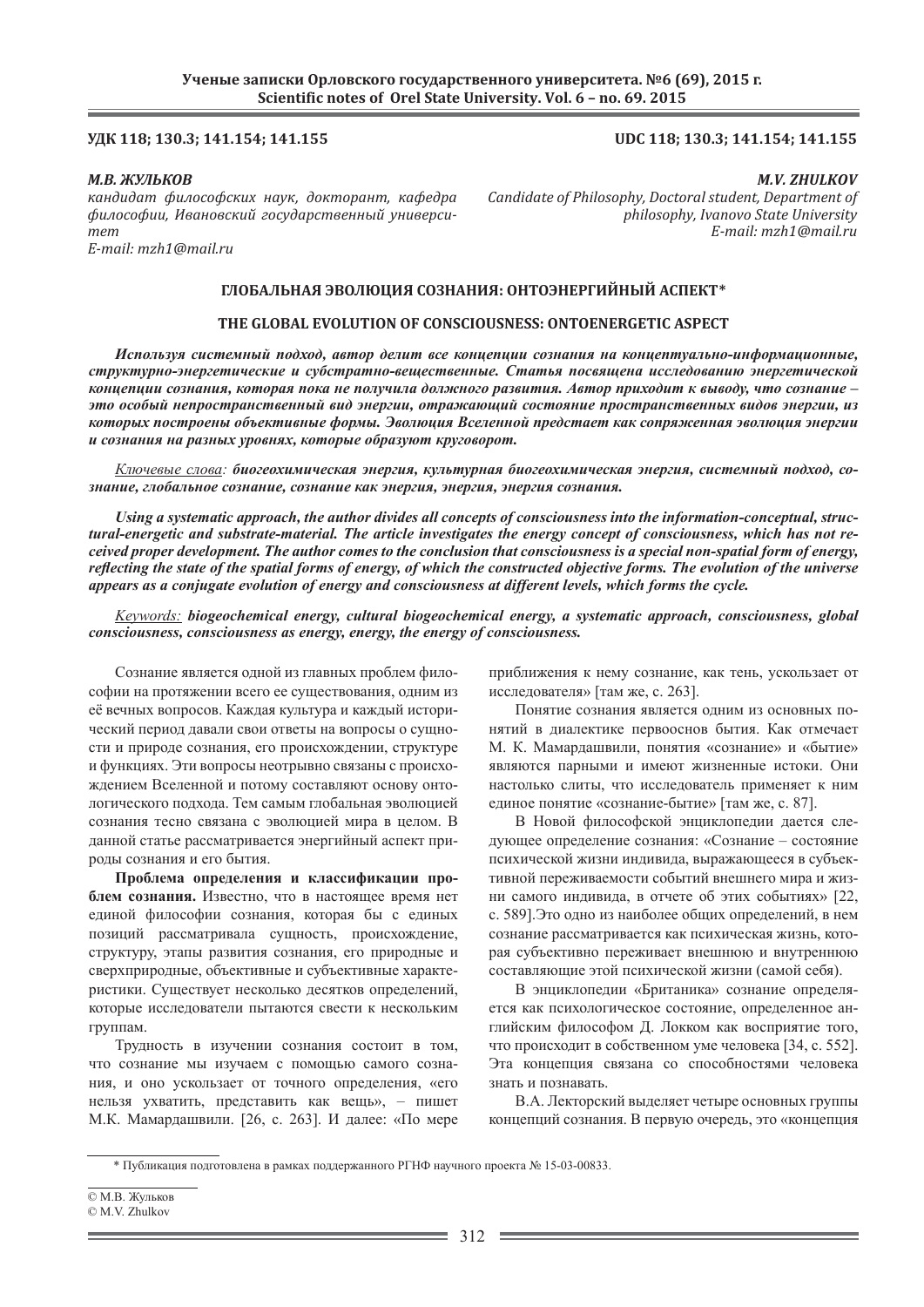**УДК 118; 130.3; 141.154; 141.155**

**UDC 118; 130.3; 141.154; 141.155**

***М.В. ЖУЛЬКОВ***

*кандидат философских наук, докторант, кафедра философии, Ивановский государственный университет*
*E-mail: mzh1@mail.ru*

***M.V. ZHULKOV***

*Candidate of Philosophy, Doctoral student, Department of philosophy, Ivanovo State University*
*E-mail: mzh1@mail.ru*

## ГЛОБАЛЬНАЯ ЭВОЛЮЦИЯ СОЗНАНИЯ: ОНТОЭНЕРГИЙНЫЙ АСПЕКТ*

## THE GLOBAL EVOLUTION OF CONSCIOUSNESS: ONTOENERGETIC ASPECT

***Используя системный подход, автор делит все концепции сознания на концептуально-информационные, структурно-энергетические и субстратно-вещественные. Статья посвящена исследованию энергетической концепции сознания, которая пока не получила должного развития. Автор приходит к выводу, что сознание – это особый непространственный вид энергии, отражающий состояние пространственных видов энергии, из которых построены объективные формы. Эволюция Вселенной предстает как сопряженная эволюция энергии и сознания на разных уровнях, которые образуют круговорот.***

*Ключевые слова:* ***биогеохимическая энергия, культурная биогеохимическая энергия, системный подход, сознание, глобальное сознание, сознание как энергия, энергия, энергия сознания.***

***Using a systematic approach, the author divides all concepts of consciousness into the information-conceptual, structural-energetic and substrate-material. The article investigates the energy concept of consciousness, which has not received proper development. The author comes to the conclusion that consciousness is a special non-spatial form of energy, reflecting the state of the spatial forms of energy, of which the constructed objective forms. The evolution of the universe appears as a conjugate evolution of energy and consciousness at different levels, which forms the cycle.***

*Keywords:* ***biogeochemical energy, cultural biogeochemical energy, a systematic approach, consciousness, global consciousness, consciousness as energy, energy, the energy of consciousness.***

Сознание является одной из главных проблем философии на протяжении всего ее существования, одним из её вечных вопросов. Каждая культура и каждый исторический период давали свои ответы на вопросы о сущности и природе сознания, его происхождении, структуре и функциях. Эти вопросы неотрывно связаны с происхождением Вселенной и потому составляют основу онтологического подхода. Тем самым глобальная эволюцией сознания тесно связана с эволюцией мира в целом. В данной статье рассматривается энергийный аспект природы сознания и его бытия.

**Проблема определения и классификации проблем сознания.** Известно, что в настоящее время нет единой философии сознания, которая бы с единых позиций рассматривала сущность, происхождение, структуру, этапы развития сознания, его природные и сверхприродные, объективные и субъективные характеристики. Существует несколько десятков определений, которые исследователи пытаются свести к нескольким группам.

Трудность в изучении сознания состоит в том, что сознание мы изучаем с помощью самого сознания, и оно ускользает от точного определения, «его нельзя ухватить, представить как вещь», – пишет М.К. Мамардашвили. [26, с. 263]. И далее: «По мере приближения к нему сознание, как тень, ускользает от исследователя» [там же, с. 263].

Понятие сознания является одним из основных понятий в диалектике первооснов бытия. Как отмечает М. К. Мамардашвили, понятия «сознание» и «бытие» являются парными и имеют жизненные истоки. Они настолько слиты, что исследователь применяет к ним единое понятие «сознание-бытие» [там же, с. 87].

В Новой философской энциклопедии дается следующее определение сознания: «Сознание – состояние психической жизни индивида, выражающееся в субъективной переживаемости событий внешнего мира и жизни самого индивида, в отчете об этих событиях» [22, с. 589].Это одно из наиболее общих определений, в нем сознание рассматривается как психическая жизнь, которая субъективно переживает внешнюю и внутреннюю составляющие этой психической жизни (самой себя).

В энциклопедии «Британика» сознание определяется как психологическое состояние, определенное английским философом Д. Локком как восприятие того, что происходит в собственном уме человека [34, с. 552]. Эта концепция связана со способностями человека знать и познавать.

В.А. Лекторский выделяет четыре основных группы концепций сознания. В первую очередь, это «концепция

---

\* Публикация подготовлена в рамках поддержанного РГНФ научного проекта № 15-03-00833.

© М.В. Жульков
© M.V. Zhulkov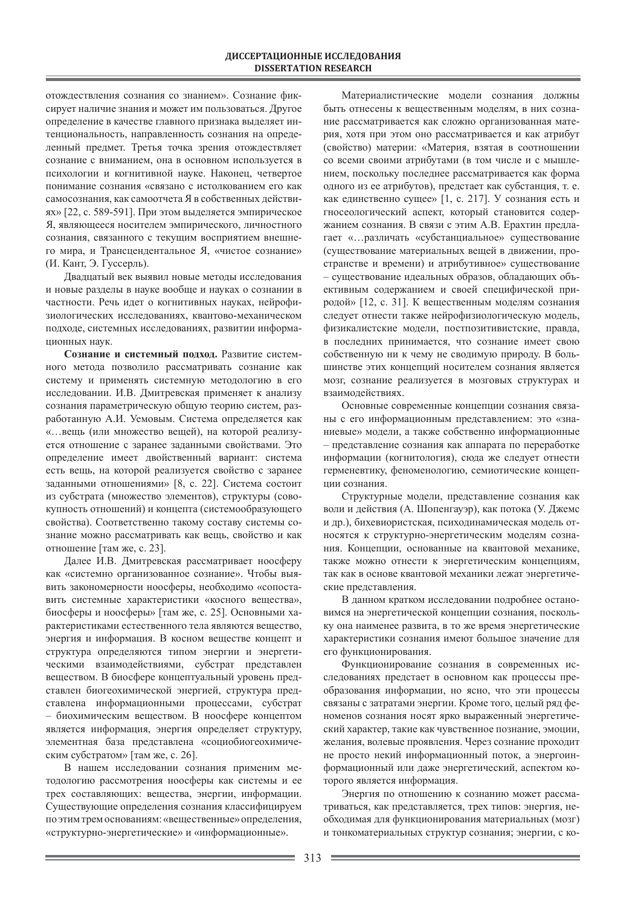отождествления сознания со знанием». Сознание фиксирует наличие знания и может им пользоваться. Другое определение в качестве главного признака выделяет интенциональность, направленность сознания на определенный предмет. Третья точка зрения отождествляет сознание с вниманием, она в основном используется в психологии и когнитивной науке. Наконец, четвертое понимание сознания «связано с истолкованием его как самосознания, как самоотчета Я в собственных действиях» [22, с. 589-591]. При этом выделяется эмпирическое Я, являющееся носителем эмпирического, личностного сознания, связанного с текущим восприятием внешнего мира, и Трансцендентальное Я, «чистое сознание» (И. Кант, Э. Гуссерль).

Двадцатый век выявил новые методы исследования и новые разделы в науке вообще и науках о сознании в частности. Речь идет о когнитивных науках, нейрофизиологических исследованиях, квантово-механическом подходе, системных исследованиях, развитии информационных наук.

**Сознание и системный подход.** Развитие системного метода позволило рассматривать сознание как систему и применять системную методологию в его исследовании. И.В. Дмитревская применяет к анализу сознания параметрическую общую теорию систем, разработанную А.И. Уемовым. Система определяется как «…вещь (или множество вещей), на которой реализуется отношение с заранее заданными свойствами. Это определение имеет двойственный вариант: система есть вещь, на которой реализуется свойство с заранее заданными отношениями» [8, с. 22]. Система состоит из субстрата (множество элементов), структуры (совокупность отношений) и концепта (системообразующего свойства). Соответственно такому составу системы сознание можно рассматривать как вещь, свойство и как отношение [там же, с. 23].

Далее И.В. Дмитревская рассматривает ноосферу как «системно организованное сознание». Чтобы выявить закономерности ноосферы, необходимо «сопоставить системные характеристики «косного вещества», биосферы и ноосферы» [там же, с. 25]. Основными характеристиками естественного тела являются вещество, энергия и информация. В косном веществе концепт и структура определяются типом энергии и энергетическими взаимодействиями, субстрат представлен веществом. В биосфере концептуальный уровень представлен биогеохимической энергией, структура представлена информационными процессами, субстрат – биохимическим веществом. В ноосфере концептом является информация, энергия определяет структуру, элементная база представлена «социобиогеохимическим субстратом» [там же, с. 26].

В нашем исследовании сознания применим методологию рассмотрения ноосферы как системы и ее трех составляющих: вещества, энергии, информации. Существующие определения сознания классифицируем по этим трем основаниям: «вещественные» определения, «структурно-энергетические» и «информационные».

Материалистические модели сознания должны быть отнесены к вещественным моделям, в них сознание рассматривается как сложно организованная материя, хотя при этом оно рассматривается и как атрибут (свойство) материи: «Материя, взятая в соотношении со всеми своими атрибутами (в том числе и с мышлением, поскольку последнее рассматривается как форма одного из ее атрибутов), предстает как субстанция, т. е. как единственно сущее» [1, с. 217]. У сознания есть и гносеологический аспект, который становится содержанием сознания. В связи с этим А.В. Ерахтин предлагает «…различать «субстанциальное» существование (существование материальных вещей в движении, пространстве и времени) и атрибутивное» существование – существование идеальных образов, обладающих объективным содержанием и своей специфической природой» [12, с. 31]. К вещественным моделям сознания следует отнести также нейрофизиологическую модель, физикалистские модели, постпозитивистские, правда, в последних принимается, что сознание имеет свою собственную ни к чему не сводимую природу. В большинстве этих концепций носителем сознания является мозг, сознание реализуется в мозговых структурах и взаимодействиях.

Основные современные концепции сознания связаны с его информационным представлением: это «знаниевые» модели, а также собственно информационные – представление сознания как аппарата по переработке информации (когнитология), сюда же следует отнести герменевтику, феноменологию, семиотические концепции сознания.

Структурные модели, представление сознания как воли и действия (А. Шопенгауэр), как потока (У. Джемс и др.), бихевиористская, психодинамическая модель относятся к структурно-энергетическим моделям сознания. Концепции, основанные на квантовой механике, также можно отнести к энергетическим концепциям, так как в основе квантовой механики лежат энергетические представления.

В данном кратком исследовании подробнее остановимся на энергетической концепции сознания, поскольку она наименее развита, в то же время энергетические характеристики сознания имеют большое значение для его функционирования.

Функционирование сознания в современных исследованиях предстает в основном как процессы преобразования информации, но ясно, что эти процессы связаны с затратами энергии. Кроме того, целый ряд феноменов сознания носят ярко выраженный энергетический характер, такие как чувственное познание, эмоции, желания, волевые проявления. Через сознание проходит не просто некий информационный поток, а энергоинформационный или даже энергетический, аспектом которого является информация.

Энергия по отношению к сознанию может рассматриваться, как представляется, трех типов: энергия, необходимая для функционирования материальных (мозг) и тонкоматериальных структур сознания; энергии, с ко-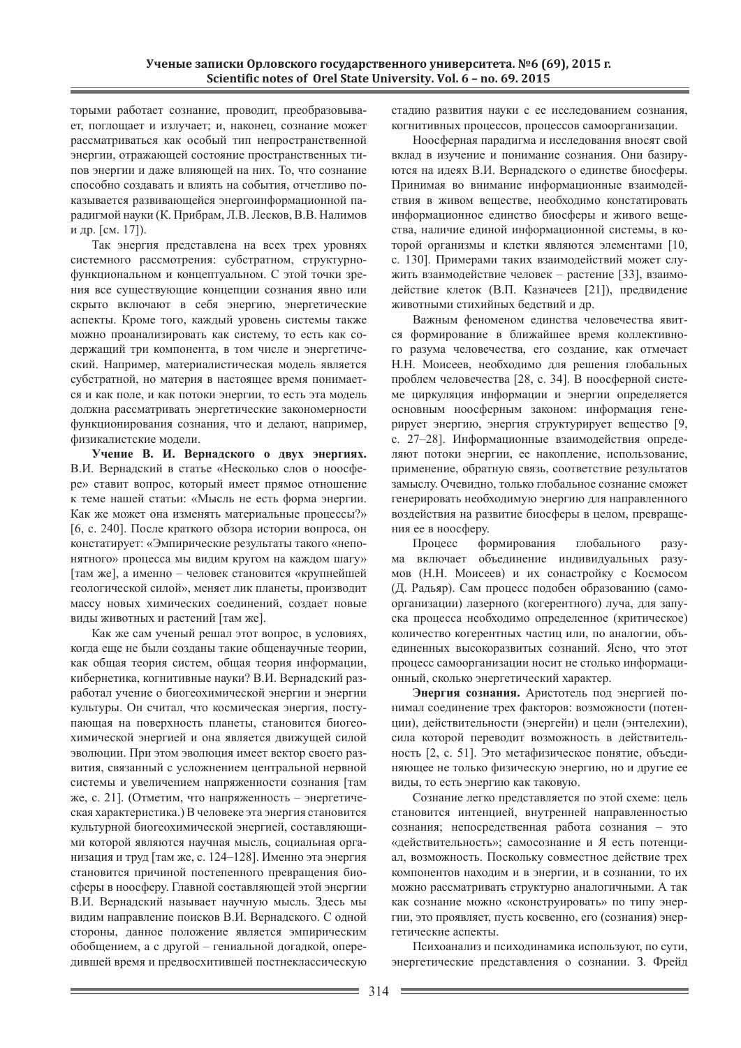торыми работает сознание, проводит, преобразовывает, поглощает и излучает; и, наконец, сознание может рассматриваться как особый тип непространственной энергии, отражающей состояние пространственных типов энергии и даже влияющей на них. То, что сознание способно создавать и влиять на события, отчетливо показывается развивающейся энергоинформационной парадигмой науки (К. Прибрам, Л.В. Лесков, В.В. Налимов и др. [см. 17]).

Так энергия представлена на всех трех уровнях системного рассмотрения: субстратном, структурно-функциональном и концептуальном. С этой точки зрения все существующие концепции сознания явно или скрыто включают в себя энергию, энергетические аспекты. Кроме того, каждый уровень системы также можно проанализировать как систему, то есть как содержащий три компонента, в том числе и энергетический. Например, материалистическая модель является субстратной, но материя в настоящее время понимается и как поле, и как потоки энергии, то есть эта модель должна рассматривать энергетические закономерности функционирования сознания, что и делают, например, физикалистские модели.

**Учение В. И. Вернадского о двух энергиях.** В.И. Вернадский в статье «Несколько слов о ноосфере» ставит вопрос, который имеет прямое отношение к теме нашей статьи: «Мысль не есть форма энергии. Как же может она изменять материальные процессы?» [6, с. 240]. После краткого обзора истории вопроса, он констатирует: «Эмпирические результаты такого «непонятного» процесса мы видим кругом на каждом шагу» [там же], а именно – человек становится «крупнейшей геологической силой», меняет лик планеты, производит массу новых химических соединений, создает новые виды животных и растений [там же].

Как же сам ученый решал этот вопрос, в условиях, когда еще не были созданы такие общенаучные теории, как общая теория систем, общая теория информации, кибернетика, когнитивные науки? В.И. Вернадский разработал учение о биогеохимической энергии и энергии культуры. Он считал, что космическая энергия, поступающая на поверхность планеты, становится биогеохимической энергией и она является движущей силой эволюции. При этом эволюция имеет вектор своего развития, связанный с усложнением центральной нервной системы и увеличением напряженности сознания [там же, с. 21]. (Отметим, что напряженность – энергетическая характеристика.) В человеке эта энергия становится культурной биогеохимической энергией, составляющими которой являются научная мысль, социальная организация и труд [там же, с. 124–128]. Именно эта энергия становится причиной постепенного превращения биосферы в ноосферу. Главной составляющей этой энергии В.И. Вернадский называет научную мысль. Здесь мы видим направление поисков В.И. Вернадского. С одной стороны, данное положение является эмпирическим обобщением, а с другой – гениальной догадкой, опередившей время и предвосхитившей постнеклассическую стадию развития науки с ее исследованием сознания, когнитивных процессов, процессов самоорганизации.

Ноосферная парадигма и исследования вносят свой вклад в изучение и понимание сознания. Они базируются на идеях В.И. Вернадского о единстве биосферы. Принимая во внимание информационные взаимодействия в живом веществе, необходимо констатировать информационное единство биосферы и живого вещества, наличие единой информационной системы, в которой организмы и клетки являются элементами [10, с. 130]. Примерами таких взаимодействий может служить взаимодействие человек – растение [33], взаимодействие клеток (В.П. Казначеев [21]), предвидение животными стихийных бедствий и др.

Важным феноменом единства человечества явится формирование в ближайшее время коллективного разума человечества, его создание, как отмечает Н.Н. Моисеев, необходимо для решения глобальных проблем человечества [28, с. 34]. В ноосферной системе циркуляция информации и энергии определяется основным ноосферным законом: информация генерирует энергию, энергия структурирует вещество [9, с. 27–28]. Информационные взаимодействия определяют потоки энергии, ее накопление, использование, применение, обратную связь, соответствие результатов замыслу. Очевидно, только глобальное сознание сможет генерировать необходимую энергию для направленного воздействия на развитие биосферы в целом, превращения ее в ноосферу.

Процесс формирования глобального разума включает объединение индивидуальных разумов (Н.Н. Моисеев) и их сонастройку с Космосом (Д. Радьяр). Сам процесс подобен образованию (самоорганизации) лазерного (когерентного) луча, для запуска процесса необходимо определенное (критическое) количество когерентных частиц или, по аналогии, объединенных высокоразвитых сознаний. Ясно, что этот процесс самоорганизации носит не столько информационный, сколько энергетический характер.

**Энергия сознания.** Аристотель под энергией понимал соединение трех факторов: возможности (потенции), действительности (энергейи) и цели (энтелехии), сила которой переводит возможность в действительность [2, с. 51]. Это метафизическое понятие, объединяющее не только физическую энергию, но и другие ее виды, то есть энергию как таковую.

Сознание легко представляется по этой схеме: цель становится интенцией, внутренней направленностью сознания; непосредственная работа сознания – это «действительность»; самосознание и Я есть потенциал, возможность. Поскольку совместное действие трех компонентов находим и в энергии, и в сознании, то их можно рассматривать структурно аналогичными. А так как сознание можно «сконструировать» по типу энергии, это проявляет, пусть косвенно, его (сознания) энергетические аспекты.

Психоанализ и психодинамика используют, по сути, энергетические представления о сознании. З. Фрейд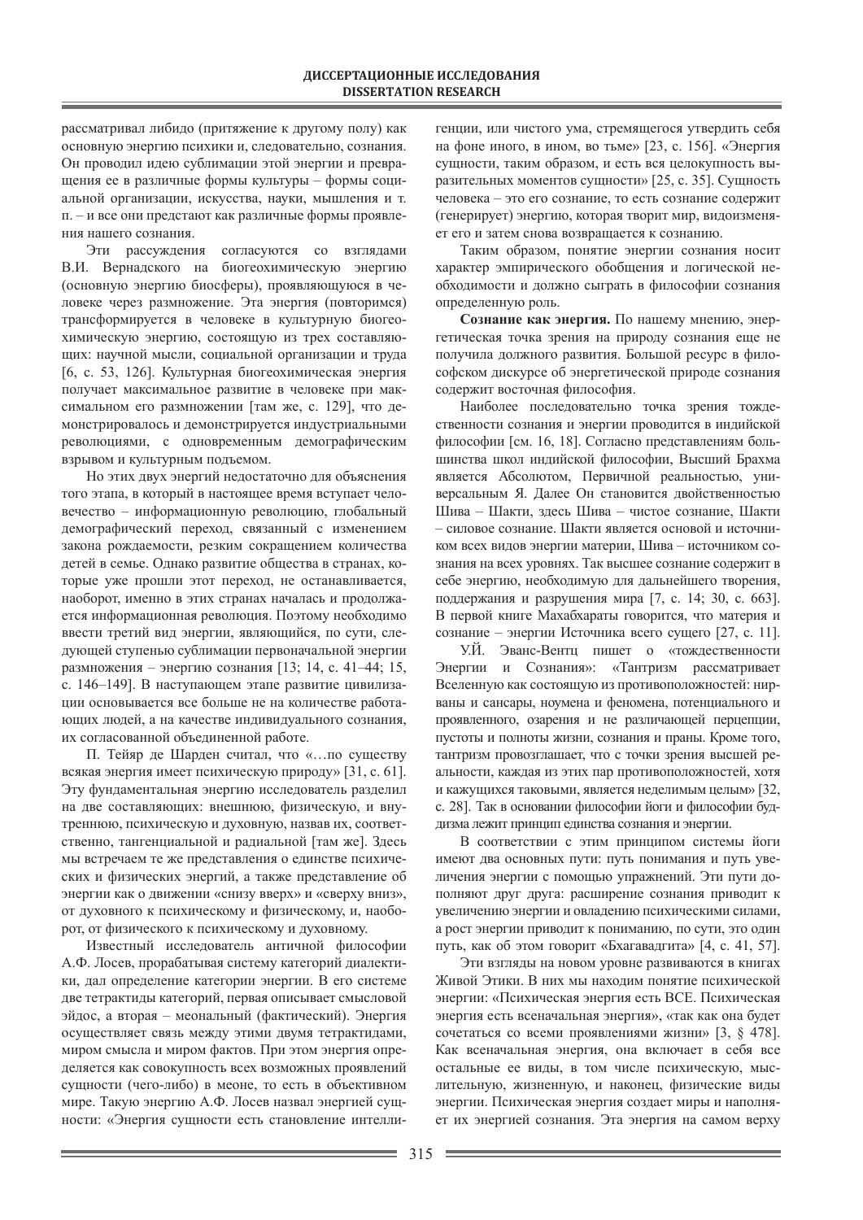рассматривал либидо (притяжение к другому полу) как основную энергию психики и, следовательно, сознания. Он проводил идею сублимации этой энергии и превращения ее в различные формы культуры – формы социальной организации, искусства, науки, мышления и т. п. – и все они предстают как различные формы проявления нашего сознания.

Эти рассуждения согласуются со взглядами В.И. Вернадского на биогеохимическую энергию (основную энергию биосферы), проявляющуюся в человеке через размножение. Эта энергия (повторимся) трансформируется в человеке в культурную биогеохимическую энергию, состоящую из трех составляющих: научной мысли, социальной организации и труда [6, с. 53, 126]. Культурная биогеохимическая энергия получает максимальное развитие в человеке при максимальном его размножении [там же, с. 129], что демонстрировалось и демонстрируется индустриальными революциями, с одновременным демографическим взрывом и культурным подъемом.

Но этих двух энергий недостаточно для объяснения того этапа, в который в настоящее время вступает человечество – информационную революцию, глобальный демографический переход, связанный с изменением закона рождаемости, резким сокращением количества детей в семье. Однако развитие общества в странах, которые уже прошли этот переход, не останавливается, наоборот, именно в этих странах началась и продолжается информационная революция. Поэтому необходимо ввести третий вид энергии, являющийся, по сути, следующей ступенью сублимации первоначальной энергии размножения – энергию сознания [13; 14, с. 41–44; 15, с. 146–149]. В наступающем этапе развитие цивилизации основывается все больше не на количестве работающих людей, а на качестве индивидуального сознания, их согласованной объединенной работе.

П. Тейяр де Шарден считал, что «…по существу всякая энергия имеет психическую природу» [31, с. 61]. Эту фундаментальная энергию исследователь разделил на две составляющих: внешнюю, физическую, и внутреннюю, психическую и духовную, назвав их, соответственно, тангенциальной и радиальной [там же]. Здесь мы встречаем те же представления о единстве психических и физических энергий, а также представление об энергии как о движении «снизу вверх» и «сверху вниз», от духовного к психическому и физическому, и, наоборот, от физического к психическому и духовному.

Известный исследователь античной философии А.Ф. Лосев, прорабатывая систему категорий диалектики, дал определение категории энергии. В его системе две тетрактиды категорий, первая описывает смысловой эйдос, а вторая – меональный (фактический). Энергия осуществляет связь между этими двумя тетрактидами, миром смысла и миром фактов. При этом энергия определяется как совокупность всех возможных проявлений сущности (чего-либо) в меоне, то есть в объективном мире. Такую энергию А.Ф. Лосев назвал энергией сущности: «Энергия сущности есть становление интеллигенции, или чистого ума, стремящегося утвердить себя на фоне иного, в ином, во тьме» [23, с. 156]. «Энергия сущности, таким образом, и есть вся целокупность выразительных моментов сущности» [25, с. 35]. Сущность человека – это его сознание, то есть сознание содержит (генерирует) энергию, которая творит мир, видоизменяет его и затем снова возвращается к сознанию.

Таким образом, понятие энергии сознания носит характер эмпирического обобщения и логической необходимости и должно сыграть в философии сознания определенную роль.

**Сознание как энергия.** По нашему мнению, энергетическая точка зрения на природу сознания еще не получила должного развития. Большой ресурс в философском дискурсе об энергетической природе сознания содержит восточная философия.

Наиболее последовательно точка зрения тождественности сознания и энергии проводится в индийской философии [см. 16, 18]. Согласно представлениям большинства школ индийской философии, Высший Брахма является Абсолютом, Первичной реальностью, универсальным Я. Далее Он становится двойственностью Шива – Шакти, здесь Шива – чистое сознание, Шакти – силовое сознание. Шакти является основой и источником всех видов энергии материи, Шива – источником сознания на всех уровнях. Так высшее сознание содержит в себе энергию, необходимую для дальнейшего творения, поддержания и разрушения мира [7, с. 14; 30, с. 663]. В первой книге Махабхараты говорится, что материя и сознание – энергии Источника всего сущего [27, с. 11].

У.Й. Эванс-Вентц пишет о «тождественности Энергии и Сознания»: «Тантризм рассматривает Вселенную как состоящую из противоположностей: нирваны и сансары, ноумена и феномена, потенциального и проявленного, озарения и не различающей перцепции, пустоты и полноты жизни, сознания и праны. Кроме того, тантризм провозглашает, что с точки зрения высшей реальности, каждая из этих пар противоположностей, хотя и кажущихся таковыми, является неделимым целым» [32, с. 28]. Так в основании философии йоги и философии буддизма лежит принцип единства сознания и энергии.

В соответствии с этим принципом системы йоги имеют два основных пути: путь понимания и путь увеличения энергии с помощью упражнений. Эти пути дополняют друг друга: расширение сознания приводит к увеличению энергии и овладению психическими силами, а рост энергии приводит к пониманию, по сути, это один путь, как об этом говорит «Бхагавадгита» [4, с. 41, 57].

Эти взгляды на новом уровне развиваются в книгах Живой Этики. В них мы находим понятие психической энергии: «Психическая энергия есть ВСЕ. Психическая энергия есть всеначальная энергия», «так как она будет сочетаться со всеми проявлениями жизни» [3, § 478]. Как всеначальная энергия, она включает в себя все остальные ее виды, в том числе психическую, мыслительную, жизненную, и наконец, физические виды энергии. Психическая энергия создает миры и наполняет их энергией сознания. Эта энергия на самом верху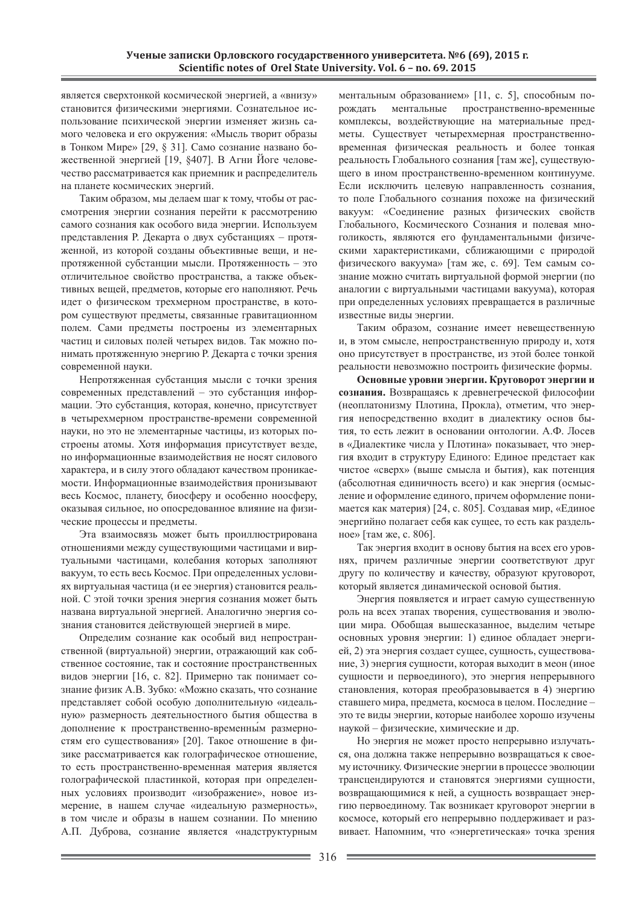является сверхтонкой космической энергией, а «внизу» становится физическими энергиями. Сознательное использование психической энергии изменяет жизнь самого человека и его окружения: «Мысль творит образы в Тонком Мире» [29, § 31]. Само сознание названо божественной энергией [19, §407]. В Агни Йоге человечество рассматривается как приемник и распределитель на планете космических энергий.

Таким образом, мы делаем шаг к тому, чтобы от рассмотрения энергии сознания перейти к рассмотрению самого сознания как особого вида энергии. Используем представления Р. Декарта о двух субстанциях – протяженной, из которой созданы объективные вещи, и непротяженной субстанции мысли. Протяженность – это отличительное свойство пространства, а также объективных вещей, предметов, которые его наполняют. Речь идет о физическом трехмерном пространстве, в котором существуют предметы, связанные гравитационном полем. Сами предметы построены из элементарных частиц и силовых полей четырех видов. Так можно понимать протяженную энергию Р. Декарта с точки зрения современной науки.

Непротяженная субстанция мысли с точки зрения современных представлений – это субстанция информации. Это субстанция, которая, конечно, присутствует в четырехмерном пространстве-времени современной науки, но это не элементарные частицы, из которых построены атомы. Хотя информация присутствует везде, но информационные взаимодействия не носят силового характера, и в силу этого обладают качеством проникаемости. Информационные взаимодействия пронизывают весь Космос, планету, биосферу и особенно ноосферу, оказывая сильное, но опосредованное влияние на физические процессы и предметы.

Эта взаимосвязь может быть проиллюстрирована отношениями между существующими частицами и виртуальными частицами, колебания которых заполняют вакуум, то есть весь Космос. При определенных условиях виртуальная частица (и ее энергия) становится реальной. С этой точки зрения энергия сознания может быть названа виртуальной энергией. Аналогично энергия сознания становится действующей энергией в мире.

Определим сознание как особый вид непространственной (виртуальной) энергии, отражающий как собственное состояние, так и состояние пространственных видов энергии [16, с. 82]. Примерно так понимает сознание физик А.В. Зубко: «Можно сказать, что сознание представляет собой особую дополнительную «идеальную» размерность деятельностного бытия общества в дополнение к пространственно-временны́м размерностям его существования» [20]. Такое отношение в физике рассматривается как голографическое отношение, то есть пространственно-временная материя является голографической пластинкой, которая при определенных условиях производит «изображение», новое измерение, в нашем случае «идеальную размерность», в том числе и образы в нашем сознании. По мнению А.П. Дуброва, сознание является «надструктурным ментальным образованием» [11, с. 5], способным порождать ментальные пространственно-временные комплексы, воздействующие на материальные предметы. Существует четырехмерная пространственно-временная физическая реальность и более тонкая реальность Глобального сознания [там же], существующего в ином пространственно-временном континууме. Если исключить целевую направленность сознания, то поле Глобального сознания похоже на физический вакуум: «Соединение разных физических свойств Глобального, Космического Сознания и полевая многоликость, являются его фундаментальными физическими характеристиками, сближающими с природой физического вакуума» [там же, с. 69]. Тем самым сознание можно считать виртуальной формой энергии (по аналогии с виртуальными частицами вакуума), которая при определенных условиях превращается в различные известные виды энергии.

Таким образом, сознание имеет невещественную и, в этом смысле, непространственную природу и, хотя оно присутствует в пространстве, из этой более тонкой реальности невозможно построить физические формы.

**Основные уровни энергии. Круговорот энергии и сознания.** Возвращаясь к древнегреческой философии (неоплатонизму Плотина, Прокла), отметим, что энергия непосредственно входит в диалектику основ бытия, то есть лежит в основании онтологии. А.Ф. Лосев в «Диалектике числа у Плотина» показывает, что энергия входит в структуру Единого: Единое предстает как чистое «сверх» (выше смысла и бытия), как потенция (абсолютная единичность всего) и как энергия (осмысление и оформление единого, причем оформление понимается как материя) [24, с. 805]. Создавая мир, «Единое энергийно полагает себя как сущее, то есть как раздельное» [там же, с. 806].

Так энергия входит в основу бытия на всех его уровнях, причем различные энергии соответствуют друг другу по количеству и качеству, образуют круговорот, который является динамической основой бытия.

Энергия появляется и играет самую существенную роль на всех этапах творения, существования и эволюции мира. Обобщая вышесказанное, выделим четыре основных уровня энергии: 1) единое обладает энергией, 2) эта энергия создает сущее, сущность, существование, 3) энергия сущности, которая выходит в меон (иное сущности и первоединого), это энергия непрерывного становления, которая преобразовывается в 4) энергию ставшего мира, предмета, космоса в целом. Последние – это те виды энергии, которые наиболее хорошо изучены наукой – физические, химические и др.

Но энергия не может просто непрерывно излучаться, она должна также непрерывно возвращаться к своему источнику. Физические энергии в процессе эволюции трансцендируются и становятся энергиями сущности, возвращающимися к ней, а сущность возвращает энергию первоединому. Так возникает круговорот энергии в космосе, который его непрерывно поддерживает и развивает. Напомним, что «энергетическая» точка зрения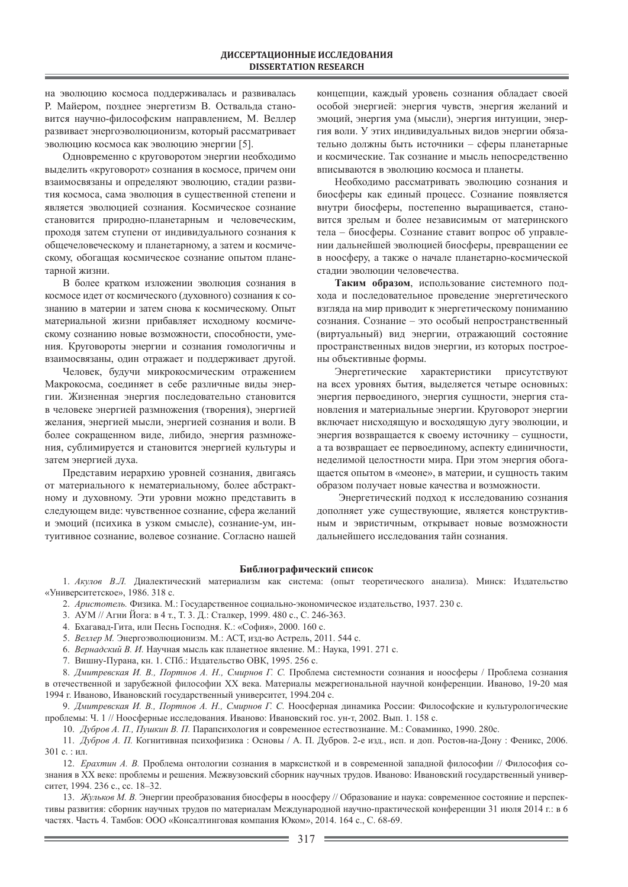на эволюцию космоса поддерживалась и развивалась Р. Майером, позднее энергетизм В. Оствальда становится научно-философским направлением, М. Веллер развивает энергоэволюционизм, который рассматривает эволюцию космоса как эволюцию энергии [5].

Одновременно с круговоротом энергии необходимо выделить «круговорот» сознания в космосе, причем они взаимосвязаны и определяют эволюцию, стадии развития космоса, сама эволюция в существенной степени и является эволюцией сознания. Космическое сознание становится природно-планетарным и человеческим, проходя затем ступени от индивидуального сознания к общечеловеческому и планетарному, а затем и космическому, обогащая космическое сознание опытом планетарной жизни.

В более кратком изложении эволюция сознания в космосе идет от космического (духовного) сознания к сознанию в материи и затем снова к космическому. Опыт материальной жизни прибавляет исходному космическому сознанию новые возможности, способности, умения. Круговороты энергии и сознания гомологичны и взаимосвязаны, один отражает и поддерживает другой.

Человек, будучи микрокосмическим отражением Макрокосма, соединяет в себе различные виды энергии. Жизненная энергия последовательно становится в человеке энергией размножения (творения), энергией желания, энергией мысли, энергией сознания и воли. В более сокращенном виде, либидо, энергия размножения, сублимируется и становится энергией культуры и затем энергией духа.

Представим иерархию уровней сознания, двигаясь от материального к нематериальному, более абстрактному и духовному. Эти уровни можно представить в следующем виде: чувственное сознание, сфера желаний и эмоций (психика в узком смысле), сознание-ум, интуитивное сознание, волевое сознание. Согласно нашей концепции, каждый уровень сознания обладает своей особой энергией: энергия чувств, энергия желаний и эмоций, энергия ума (мысли), энергия интуиции, энергия воли. У этих индивидуальных видов энергии обязательно должны быть источники – сферы планетарные и космические. Так сознание и мысль непосредственно вписываются в эволюцию космоса и планеты.

Необходимо рассматривать эволюцию сознания и биосферы как единый процесс. Сознание появляется внутри биосферы, постепенно выращивается, становится зрелым и более независимым от материнского тела – биосферы. Сознание ставит вопрос об управлении дальнейшей эволюцией биосферы, превращении ее в ноосферу, а также о начале планетарно-космической стадии эволюции человечества.

**Таким образом**, использование системного подхода и последовательное проведение энергетического взгляда на мир приводит к энергетическому пониманию сознания. Сознание – это особый непространственный (виртуальный) вид энергии, отражающий состояние пространственных видов энергии, из которых построены объективные формы.

Энергетические характеристики присутствуют на всех уровнях бытия, выделяется четыре основных: энергия первоединого, энергия сущности, энергия становления и материальные энергии. Круговорот энергии включает нисходящую и восходящую дугу эволюции, и энергия возвращается к своему источнику – сущности, а та возвращает ее первоединому, аспекту единичности, неделимой целостности мира. При этом энергия обогащается опытом в «меоне», в материи, и сущность таким образом получает новые качества и возможности.

Энергетический подход к исследованию сознания дополняет уже существующие, является конструктивным и эвристичным, открывает новые возможности дальнейшего исследования тайн сознания.

## Библиографический список

1. *Акулов В.Л.* Диалектический материализм как система: (опыт теоретического анализа). Минск: Издательство «Университетское», 1986. 318 с.
2. *Аристотель.* Физика. М.: Государственное социально-экономическое издательство, 1937. 230 с.
3. АУМ // Агни Йога: в 4 т., Т. 3. Д.: Сталкер, 1999. 480 с., С. 246-363.
4. Бхагавад-Гита, или Песнь Господня. К.: «София», 2000. 160 с.
5. *Веллер М.* Энергоэволюционизм. М.: АСТ, изд-во Астрель, 2011. 544 с.
6. *Вернадский В. И.* Научная мысль как планетное явление. М.: Наука, 1991. 271 с.
7. Вишну-Пурана, кн. 1. СПб.: Издательство ОВК, 1995. 256 с.
8. *Дмитревская И. В., Портнов А. Н., Смирнов Г. С.* Проблема системности сознания и ноосферы / Проблема сознания в отечественной и зарубежной философии XX века. Материалы межрегиональной научной конференции. Иваново, 19-20 мая 1994 г. Иваново, Ивановский государственный университет, 1994.204 с.
9. *Дмитревская И. В., Портнов А. Н., Смирнов Г. С.* Ноосферная динамика России: Философские и культурологические проблемы: Ч. 1 // Ноосферные исследования. Иваново: Ивановский гос. ун-т, 2002. Вып. 1. 158 с.
10. *Дубров А. П., Пушкин В. П.* Парапсихология и современное естествознание. М.: Соваминко, 1990. 280с.
11. *Дубров А. П.* Когнитивная психофизика : Основы / А. П. Дубров. 2-е изд., исп. и доп. Ростов-на-Дону : Феникс, 2006. 301 с. : ил.
12. *Ерахтин А. В.* Проблема онтологии сознания в марксисткой и в современной западной философии // Философия сознания в XX веке: проблемы и решения. Межвузовский сборник научных трудов. Иваново: Ивановский государственный университет, 1994. 236 с., сс. 18–32.
13. *Жульков М. В.* Энергии преобразования биосферы в ноосферу // Образование и наука: современное состояние и перспективы развития: сборник научных трудов по материалам Международной научно-практической конференции 31 июля 2014 г.: в 6 частях. Часть 4. Тамбов: ООО «Консалтинговая компания Юком», 2014. 164 с., С. 68-69.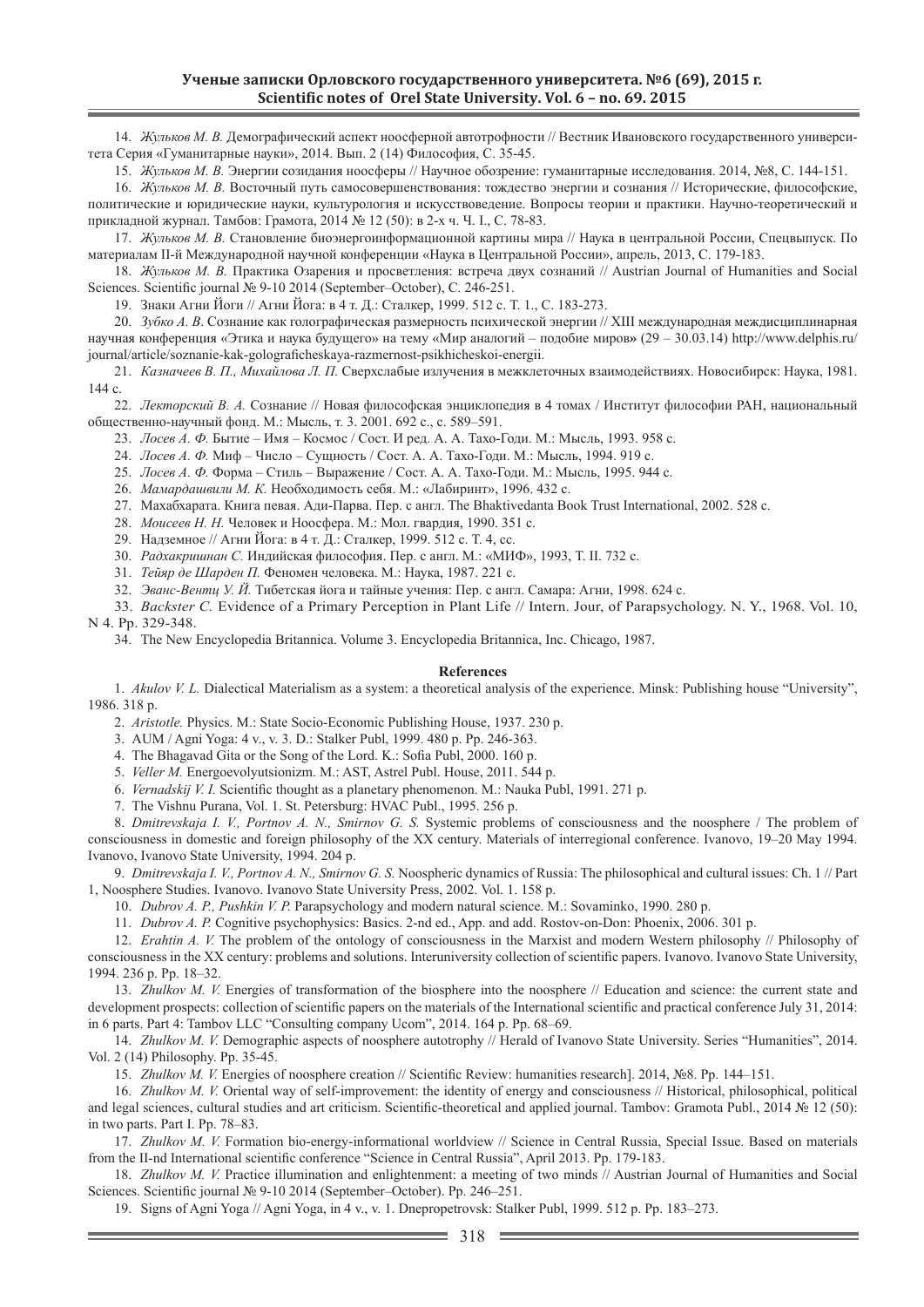14. *Жульков М. В.* Демографический аспект ноосферной автотрофности // Вестник Ивановского государственного университета Серия «Гуманитарные науки», 2014. Вып. 2 (14) Философия, С. 35-45.

15. *Жульков М. В.* Энергии созидания ноосферы // Научное обозрение: гуманитарные исследования. 2014, №8, С. 144-151.

16. *Жульков М. В.* Восточный путь самосовершенствования: тождество энергии и сознания // Исторические, философские, политические и юридические науки, культурология и искусствоведение. Вопросы теории и практики. Научно-теоретический и прикладной журнал. Тамбов: Грамота, 2014 № 12 (50): в 2-х ч. Ч. I., С. 78-83.

17. *Жульков М. В.* Становление биоэнергоинформационной картины мира // Наука в центральной России, Спецвыпуск. По материалам II-й Международной научной конференции «Наука в Центральной России», апрель, 2013, С. 179-183.

18. *Жульков М. В.* Практика Озарения и просветления: встреча двух сознаний // Austrian Journal of Humanities and Social Sciences. Scientific journal № 9-10 2014 (September–October), С. 246-251.

19. Знаки Агни Йоги // Агни Йога: в 4 т. Д.: Сталкер, 1999. 512 с. Т. 1., С. 183-273.

20. *Зубко А. В.* Сознание как голографическая размерность психической энергии // XIII международная междисциплинарная научная конференция «Этика и наука будущего» на тему «Мир аналогий – подобие миров» (29 – 30.03.14) http://www.delphis.ru/journal/article/soznanie-kak-golograficheskaya-razmernost-psikhicheskoi-energii.

21. *Казначеев В. П., Михайлова Л. П.* Сверхслабые излучения в межклеточных взаимодействиях. Новосибирск: Наука, 1981. 144 с.

22. *Лекторский В. А.* Сознание // Новая философская энциклопедия в 4 томах / Институт философии РАН, национальный общественно-научный фонд. М.: Мысль, т. 3. 2001. 692 с., с. 589–591.

23. *Лосев А. Ф.* Бытие – Имя – Космос / Сост. И ред. А. А. Тахо-Годи. М.: Мысль, 1993. 958 с.

24. *Лосев А. Ф.* Миф – Число – Сущность / Сост. А. А. Тахо-Годи. М.: Мысль, 1994. 919 с.

25. *Лосев А. Ф.* Форма – Стиль – Выражение / Сост. А. А. Тахо-Годи. М.: Мысль, 1995. 944 с.

26. *Мамардашвили М. К.* Необходимость себя. М.: «Лабиринт», 1996. 432 с.

27. Махабхарата. Книга первая. Ади-Парва. Пер. с англ. The Bhaktivedanta Book Trust International, 2002. 528 с.

28. *Моисеев Н. Н.* Человек и Ноосфера. М.: Мол. гвардия, 1990. 351 с.

29. Надземное // Агни Йога: в 4 т. Д.: Сталкер, 1999. 512 с. Т. 4, сс.

30. *Радхакришнан С.* Индийская философия. Пер. с англ. М.: «МИФ», 1993, Т. II. 732 с.

31. *Тейяр де Шарден П.* Феномен человека. М.: Наука, 1987. 221 с.

32. *Эванс-Вентц У. Й.* Тибетская йога и тайные учения: Пер. с англ. Самара: Агни, 1998. 624 с.

33. *Backster C.* Evidence of a Primary Perception in Plant Life // Intern. Jour, of Parapsychology. N. Y., 1968. Vol. 10, N 4. Pp. 329-348.

34. The New Encyclopedia Britannica. Volume 3. Encyclopedia Britannica, Inc. Chicago, 1987.

## References

1. *Akulov V. L.* Dialectical Materialism as a system: a theoretical analysis of the experience. Minsk: Publishing house "University", 1986. 318 p.

2. *Aristotle.* Physics. M.: State Socio-Economic Publishing House, 1937. 230 p.

3. AUM / Agni Yoga: 4 v., v. 3. D.: Stalker Publ, 1999. 480 p. Pp. 246-363.

4. The Bhagavad Gita or the Song of the Lord. K.: Sofia Publ, 2000. 160 p.

5. *Veller M.* Energoevolyutsionizm. M.: AST, Astrel Publ. House, 2011. 544 p.

6. *Vernadskij V. I.* Scientific thought as a planetary phenomenon. M.: Nauka Publ, 1991. 271 p.

7. The Vishnu Purana, Vol. 1. St. Petersburg: HVAC Publ., 1995. 256 p.

8. *Dmitrevskaja I. V., Portnov A. N., Smirnov G. S.* Systemic problems of consciousness and the noosphere / The problem of consciousness in domestic and foreign philosophy of the XX century. Materials of interregional conference. Ivanovo, 19–20 May 1994. Ivanovo, Ivanovo State University, 1994. 204 p.

9. *Dmitrevskaja I. V., Portnov A. N., Smirnov G. S.* Noospheric dynamics of Russia: The philosophical and cultural issues: Ch. 1 // Part 1, Noosphere Studies. Ivanovo. Ivanovo State University Press, 2002. Vol. 1. 158 p.

10. *Dubrov A. P., Pushkin V. P.* Parapsychology and modern natural science. M.: Sovaminko, 1990. 280 p.

11. *Dubrov A. P.* Cognitive psychophysics: Basics. 2-nd ed., App. and add. Rostov-on-Don: Phoenix, 2006. 301 p.

12. *Erahtin A. V.* The problem of the ontology of consciousness in the Marxist and modern Western philosophy // Philosophy of consciousness in the XX century: problems and solutions. Interuniversity collection of scientific papers. Ivanovo. Ivanovo State University, 1994. 236 p. Pp. 18–32.

13. *Zhulkov M. V.* Energies of transformation of the biosphere into the noosphere // Education and science: the current state and development prospects: collection of scientific papers on the materials of the International scientific and practical conference July 31, 2014: in 6 parts. Part 4: Tambov LLC "Consulting company Ucom", 2014. 164 p. Pp. 68–69.

14. *Zhulkov M. V.* Demographic aspects of noosphere autotrophy // Herald of Ivanovo State University. Series "Humanities", 2014. Vol. 2 (14) Philosophy. Pp. 35-45.

15. *Zhulkov M. V.* Energies of noosphere creation // Scientific Review: humanities research]. 2014, №8. Pp. 144–151.

16. *Zhulkov M. V.* Oriental way of self-improvement: the identity of energy and consciousness // Historical, philosophical, political and legal sciences, cultural studies and art criticism. Scientific-theoretical and applied journal. Tambov: Gramota Publ., 2014 № 12 (50): in two parts. Part I. Pp. 78–83.

17. *Zhulkov M. V.* Formation bio-energy-informational worldview // Science in Central Russia, Special Issue. Based on materials from the II-nd International scientific conference "Science in Central Russia", April 2013. Pp. 179-183.

18. *Zhulkov M. V.* Practice illumination and enlightenment: a meeting of two minds // Austrian Journal of Humanities and Social Sciences. Scientific journal № 9-10 2014 (September–October). Pp. 246–251.

19. Signs of Agni Yoga // Agni Yoga, in 4 v., v. 1. Dnepropetrovsk: Stalker Publ, 1999. 512 p. Pp. 183–273.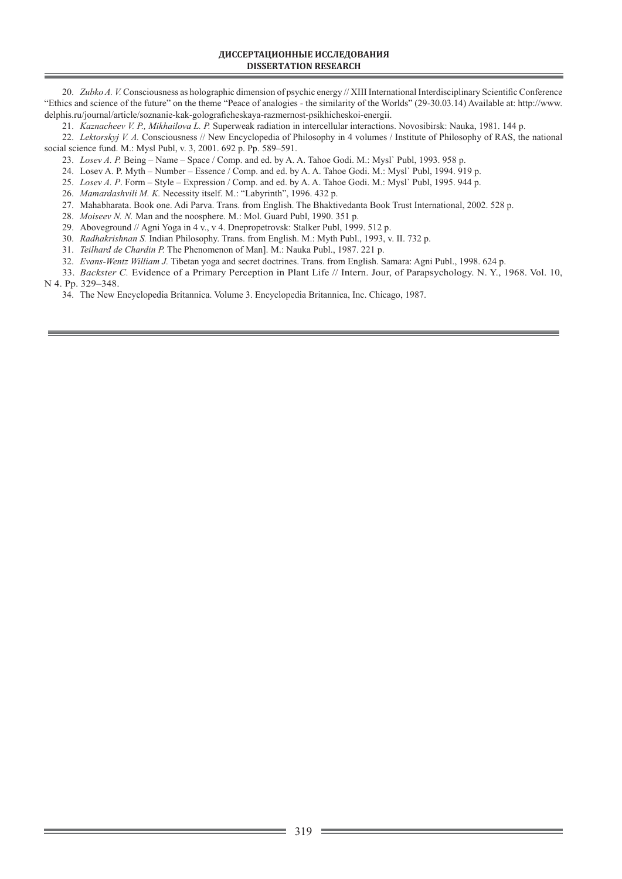20. *Zubko A. V.* Consciousness as holographic dimension of psychic energy // XIII International Interdisciplinary Scientific Conference "Ethics and science of the future" on the theme "Peace of analogies - the similarity of the Worlds" (29-30.03.14) Available at: http://www.delphis.ru/journal/article/soznanie-kak-gograficheskaya-razmernost-psikhicheskoi-energii.

21. *Kaznacheev V. P., Mikhailova L. P.* Superweak radiation in intercellular interactions. Novosibirsk: Nauka, 1981. 144 p.

22. *Lektorskyj V. A.* Consciousness // New Encyclopedia of Philosophy in 4 volumes / Institute of Philosophy of RAS, the national social science fund. M.: Mysl Publ, v. 3, 2001. 692 p. Pp. 589–591.

23. *Losev A. P.* Being – Name – Space / Comp. and ed. by A. A. Tahoe Godi. M.: Mysl` Publ, 1993. 958 p.

24. Losev A. P. Myth – Number – Essence / Comp. and ed. by A. A. Tahoe Godi. M.: Mysl` Publ, 1994. 919 p.

25. *Losev A. P*. Form – Style – Expression / Comp. and ed. by A. A. Tahoe Godi. M.: Mysl` Publ, 1995. 944 p.

26. *Mamardashvili M. K.* Necessity itself. M.: "Labyrinth", 1996. 432 p.

27. Mahabharata. Book one. Adi Parva. Trans. from English. The Bhaktivedanta Book Trust International, 2002. 528 p.

28. *Moiseev N. N.* Man and the noosphere. M.: Mol. Guard Publ, 1990. 351 p.

29. Aboveground // Agni Yoga in 4 v., v 4. Dnepropetrovsk: Stalker Publ, 1999. 512 p.

30. *Radhakrishnan S.* Indian Philosophy. Trans. from English. M.: Myth Publ., 1993, v. II. 732 p.

31. *Teilhard de Chardin P.* The Phenomenon of Man]. M.: Nauka Publ., 1987. 221 p.

32. *Evans-Wentz William J.* Tibetan yoga and secret doctrines. Trans. from English. Samara: Agni Publ., 1998. 624 p.

33. *Backster C.* Evidence of a Primary Perception in Plant Life // Intern. Jour, of Parapsychology. N. Y., 1968. Vol. 10, N 4. Pp. 329–348.

34. The New Encyclopedia Britannica. Volume 3. Encyclopedia Britannica, Inc. Chicago, 1987.